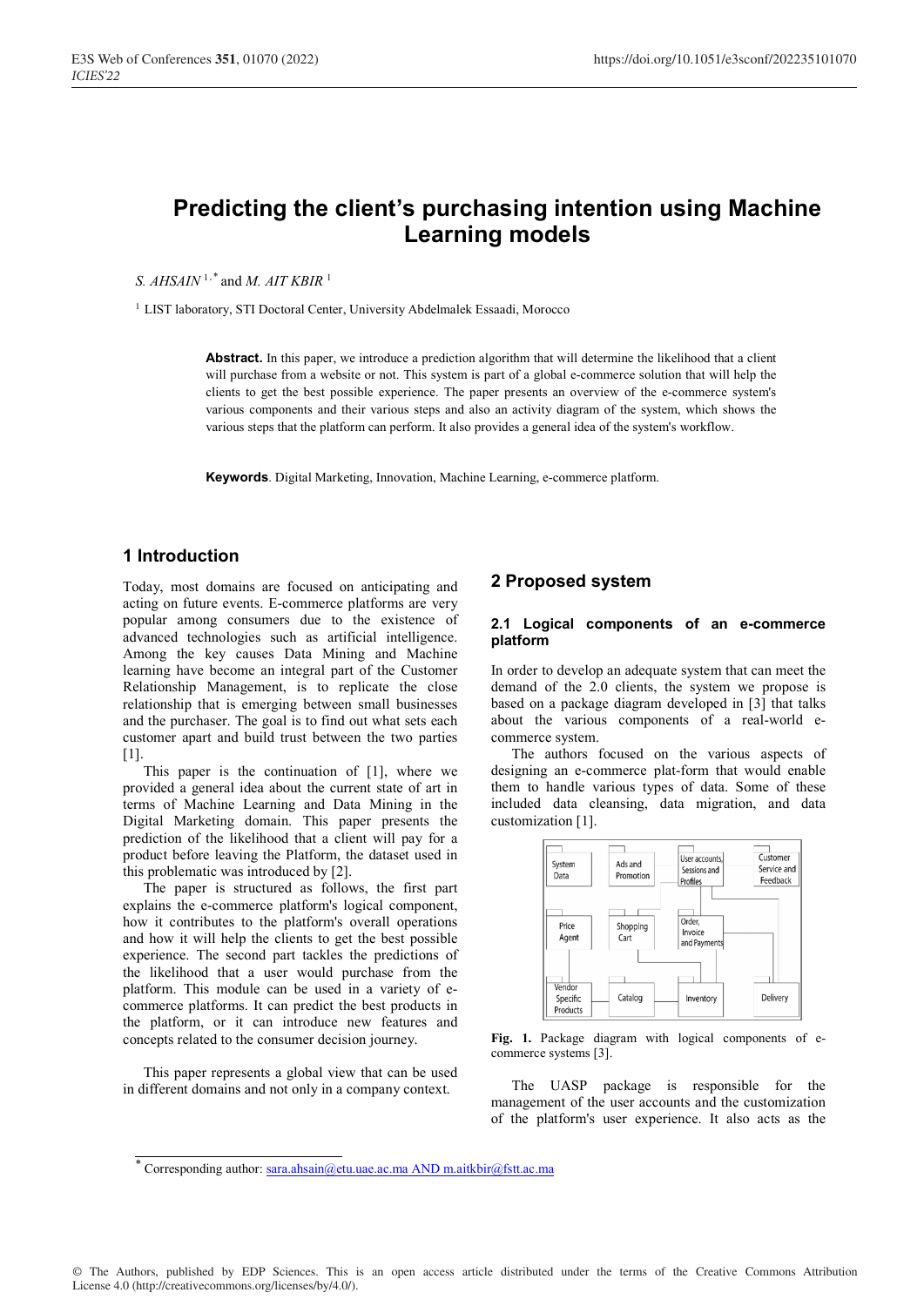# Predicting the client's purchasing intention using Machine Learning models

*S. AHSAIN* [1,*] and *M. AIT KBIR* [1]

[1] LIST laboratory, STI Doctoral Center, University Abdelmalek Essaadi, Morocco

**Abstract.** In this paper, we introduce a prediction algorithm that will determine the likelihood that a client will purchase from a website or not. This system is part of a global e-commerce solution that will help the clients to get the best possible experience. The paper presents an overview of the e-commerce system's various components and their various steps and also an activity diagram of the system, which shows the various steps that the platform can perform. It also provides a general idea of the system's workflow.

**Keywords**. Digital Marketing, Innovation, Machine Learning, e-commerce platform.

## 1 Introduction

Today, most domains are focused on anticipating and acting on future events. E-commerce platforms are very popular among consumers due to the existence of advanced technologies such as artificial intelligence. Among the key causes Data Mining and Machine learning have become an integral part of the Customer Relationship Management, is to replicate the close relationship that is emerging between small businesses and the purchaser. The goal is to find out what sets each customer apart and build trust between the two parties [1].

This paper is the continuation of [1], where we provided a general idea about the current state of art in terms of Machine Learning and Data Mining in the Digital Marketing domain. This paper presents the prediction of the likelihood that a client will pay for a product before leaving the Platform, the dataset used in this problematic was introduced by [2].

The paper is structured as follows, the first part explains the e-commerce platform's logical component, how it contributes to the platform's overall operations and how it will help the clients to get the best possible experience. The second part tackles the predictions of the likelihood that a user would purchase from the platform. This module can be used in a variety of e-commerce platforms. It can predict the best products in the platform, or it can introduce new features and concepts related to the consumer decision journey.

This paper represents a global view that can be used in different domains and not only in a company context.

## 2 Proposed system

### 2.1 Logical components of an e-commerce platform

In order to develop an adequate system that can meet the demand of the 2.0 clients, the system we propose is based on a package diagram developed in [3] that talks about the various components of a real-world e-commerce system.

The authors focused on the various aspects of designing an e-commerce plat-form that would enable them to handle various types of data. Some of these included data cleansing, data migration, and data customization [1].

**Fig. 1.** Package diagram with logical components of e-commerce systems [3].

The UASP package is responsible for the management of the user accounts and the customization of the platform's user experience. It also acts as the

[*] Corresponding author: sara.ahsain@etu.uae.ac.ma AND m.aitkbir@fstt.ac.ma

© The Authors, published by EDP Sciences. This is an open access article distributed under the terms of the Creative Commons Attribution License 4.0 (http://creativecommons.org/licenses/by/4.0/).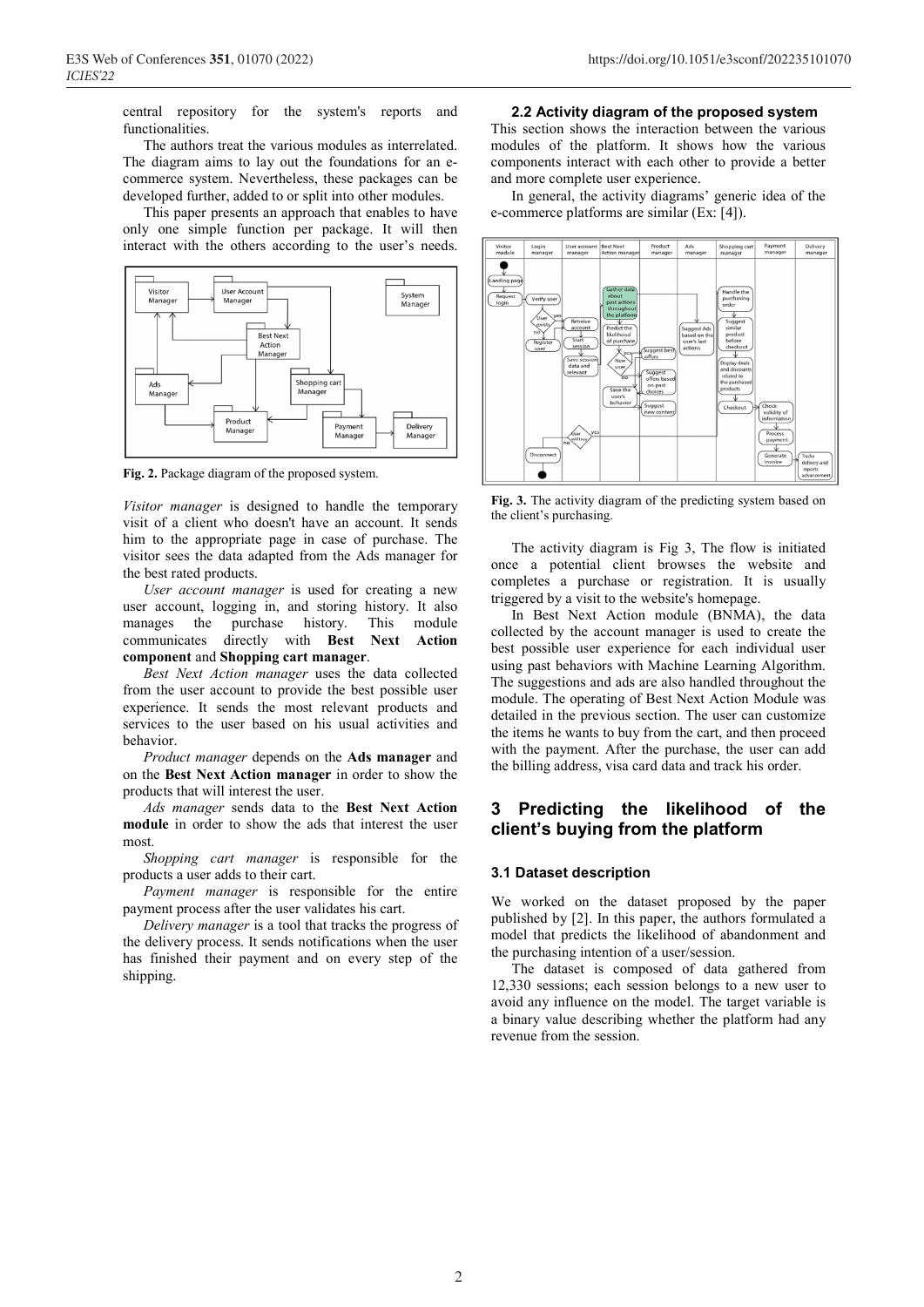central repository for the system's reports and functionalities.

The authors treat the various modules as interrelated. The diagram aims to lay out the foundations for an e-commerce system. Nevertheless, these packages can be developed further, added to or split into other modules.

This paper presents an approach that enables to have only one simple function per package. It will then interact with the others according to the user's needs.

**Fig. 2.** Package diagram of the proposed system.

*Visitor manager* is designed to handle the temporary visit of a client who doesn't have an account. It sends him to the appropriate page in case of purchase. The visitor sees the data adapted from the Ads manager for the best rated products.

*User account manager* is used for creating a new user account, logging in, and storing history. It also manages the purchase history. This module communicates directly with **Best Next Action component** and **Shopping cart manager**.

*Best Next Action manager* uses the data collected from the user account to provide the best possible user experience. It sends the most relevant products and services to the user based on his usual activities and behavior.

*Product manager* depends on the **Ads manager** and on the **Best Next Action manager** in order to show the products that will interest the user.

*Ads manager* sends data to the **Best Next Action module** in order to show the ads that interest the user most.

*Shopping cart manager* is responsible for the products a user adds to their cart.

*Payment manager* is responsible for the entire payment process after the user validates his cart.

*Delivery manager* is a tool that tracks the progress of the delivery process. It sends notifications when the user has finished their payment and on every step of the shipping.

### 2.2 Activity diagram of the proposed system

This section shows the interaction between the various modules of the platform. It shows how the various components interact with each other to provide a better and more complete user experience.

In general, the activity diagrams' generic idea of the e-commerce platforms are similar (Ex: [4]).

**Fig. 3.** The activity diagram of the predicting system based on the client's purchasing.

The activity diagram is Fig 3, The flow is initiated once a potential client browses the website and completes a purchase or registration. It is usually triggered by a visit to the website's homepage.

In Best Next Action module (BNMA), the data collected by the account manager is used to create the best possible user experience for each individual user using past behaviors with Machine Learning Algorithm. The suggestions and ads are also handled throughout the module. The operating of Best Next Action Module was detailed in the previous section. The user can customize the items he wants to buy from the cart, and then proceed with the payment. After the purchase, the user can add the billing address, visa card data and track his order.

## 3 Predicting the likelihood of the client's buying from the platform

### 3.1 Dataset description

We worked on the dataset proposed by the paper published by [2]. In this paper, the authors formulated a model that predicts the likelihood of abandonment and the purchasing intention of a user/session.

The dataset is composed of data gathered from 12,330 sessions; each session belongs to a new user to avoid any influence on the model. The target variable is a binary value describing whether the platform had any revenue from the session.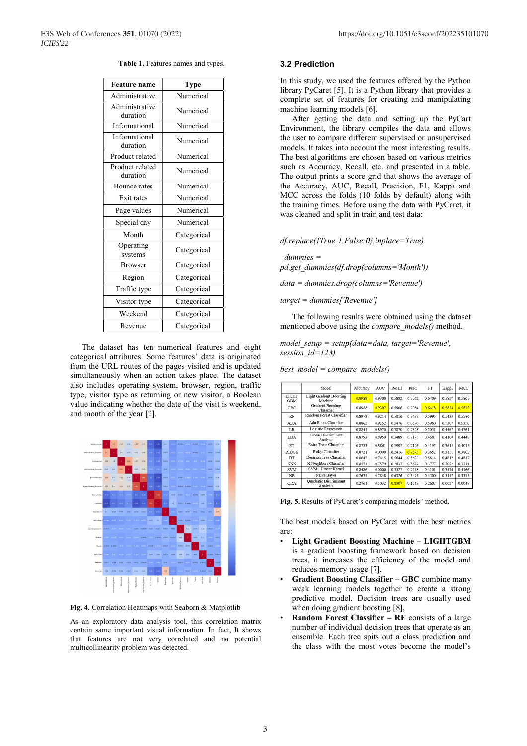**Table 1.** Features names and types.

| Feature name | Type |
|---|---|
| Administrative | Numerical |
| Administrative duration | Numerical |
| Informational | Numerical |
| Informational duration | Numerical |
| Product related | Numerical |
| Product related duration | Numerical |
| Bounce rates | Numerical |
| Exit rates | Numerical |
| Page values | Numerical |
| Special day | Numerical |
| Month | Categorical |
| Operating systems | Categorical |
| Browser | Categorical |
| Region | Categorical |
| Traffic type | Categorical |
| Visitor type | Categorical |
| Weekend | Categorical |
| Revenue | Categorical |

The dataset has ten numerical features and eight categorical attributes. Some features' data is originated from the URL routes of the pages visited and is updated simultaneously when an action takes place. The dataset also includes operating system, browser, region, traffic type, visitor type as returning or new visitor, a Boolean value indicating whether the date of the visit is weekend, and month of the year [2].

**Fig. 4.** Correlation Heatmaps with Seaborn & Matplotlib

As an exploratory data analysis tool, this correlation matrix contain same important visual information. In fact, It shows that features are not very correlated and no potential multicollinearity problem was detected.

### 3.2 Prediction

In this study, we used the features offered by the Python library PyCaret [5]. It is a Python library that provides a complete set of features for creating and manipulating machine learning models [6].

After getting the data and setting up the PyCart Environment, the library compiles the data and allows the user to compare different supervised or unsupervised models. It takes into account the most interesting results. The best algorithms are chosen based on various metrics such as Accuracy, Recall, etc. and presented in a table. The output prints a score grid that shows the average of the Accuracy, AUC, Recall, Precision, F1, Kappa and MCC across the folds (10 folds by default) along with the training times. Before using the data with PyCaret, it was cleaned and split in train and test data:

*df.replace({True:1,False:0},inplace=True)*

*dummies = pd.get_dummies(df.drop(columns='Month'))*

*data = dummies.drop(columns='Revenue')*

*target = dummies['Revenue']*

The following results were obtained using the dataset mentioned above using the *compare_models()* method.

*model_setup = setup(data=data, target='Revenue', session_id=123)*

*best_model = compare_models()*

| | Model | Accuracy | AUC | Recall | Prec. | F1 | Kappa | MCC |
|---|---|---|---|---|---|---|---|---|
| LIGHT GBM | Light Gradient Boosting Machine | 0.8989 | 0.9300 | 0.5882 | 0.7062 | 0.6409 | 0.5827 | 0.5865 |
| GBC | Gradient Boosting Classifier | 0.8988 | 0.9307 | 0.5906 | 0.7054 | 0.6418 | 0.5834 | 0.5872 |
| RF | Random Forest Classifier | 0.8973 | 0.9214 | 0.5016 | 0.7497 | 0.5995 | 0.5433 | 0.5586 |
| ADA | Ada Boost Classifier | 0.8862 | 0.9152 | 0.5476 | 0.6590 | 0.5960 | 0.5307 | 0.5350 |
| LR | Logistic Regression | 0.8841 | 0.8970 | 0.3870 | 0.7308 | 0.5051 | 0.4467 | 0.4761 |
| LDA | Linear Discriminant Analysis | 0.8793 | 0.8959 | 0.3489 | 0.7195 | 0.4687 | 0.4100 | 0.4448 |
| ET | Extra Trees Classifier | 0.8733 | 0.8861 | 0.2997 | 0.7106 | 0.4195 | 0.3615 | 0.4015 |
| RIDGE | Ridge Classifier | 0.8721 | 0.0000 | 0.2416 | 0.7595 | 0.3652 | 0.3151 | 0.3802 |
| DT | Decision Tree Classifier | 0.8642 | 0.7415 | 0.5644 | 0.5602 | 0.5614 | 0.4812 | 0.4817 |
| KNN | K Neighbors Classifier | 0.8571 | 0.7579 | 0.2837 | 0.5677 | 0.3777 | 0.3072 | 0.3311 |
| SVM | SVM – Linear Kernel | 0.8486 | 0.0000 | 0.3527 | 0.7548 | 0.4101 | 0.3476 | 0.4166 |
| NB | Naive Bayes | 0.7631 | 0.7848 | 0.6326 | 0.3495 | 0.4500 | 0.3147 | 0.3375 |
| QDA | Quadratic Discriminant Analysis | 0.2761 | 0.5032 | 0.8307 | 0.1547 | 0.2607 | 0.0027 | 0.0047 |

**Fig. 5.** Results of PyCaret's comparing models' method.

The best models based on PyCaret with the best metrics are:

- **Light Gradient Boosting Machine – LIGHTGBM** is a gradient boosting framework based on decision trees, it increases the efficiency of the model and reduces memory usage [7],
- **Gradient Boosting Classifier – GBC** combine many weak learning models together to create a strong predictive model. Decision trees are usually used when doing gradient boosting [8],
- **Random Forest Classifier – RF** consists of a large number of individual decision trees that operate as an ensemble. Each tree spits out a class prediction and the class with the most votes become the model's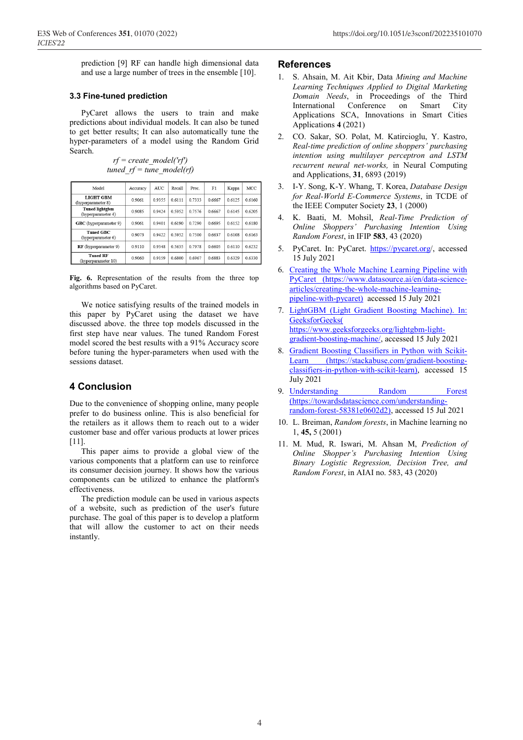prediction [9] RF can handle high dimensional data and use a large number of trees in the ensemble [10].

### 3.3 Fine-tuned prediction

PyCaret allows the users to train and make predictions about individual models. It can also be tuned to get better results; It can also automatically tune the hyper-parameters of a model using the Random Grid Search.

*rf = create_model('rf')*
*tuned_rf = tune_model(rf)*

| Model | Accuracy | AUC | Recall | Prec. | F1 | Kappa | MCC |
|---|---|---|---|---|---|---|---|
| **LIGHT GBM** (hyperparameter 8) | 0.9061 | 0.9355 | 0.6111 | 0.7333 | 0.6667 | 0.6125 | 0.6160 |
| **Tuned lightgbm** (hyperparameter 4) | 0.9085 | 0.9424 | 0.5952 | 0.7576 | 0.6667 | 0.6145 | 0.6205 |
| **GBC** (hyperparameter 9) | 0.9061 | 0.9401 | 0.6190 | 0.7290 | 0.6695 | 0.6152 | 0.6180 |
| **Tuned GBC** (hyperparameter 6) | 0.9073 | 0.9422 | 0.5952 | 0.7500 | 0.6637 | 0.6108 | 0.6163 |
| **RF** (hyperparameter 9) | 0.9110 | 0.9348 | 0.5635 | 0.7978 | 0.6605 | 0.6110 | 0.6232 |
| **Tuned RF** (hyperparameter 10) | 0.9060 | 0.9159 | 0.6800 | 0.6967 | 0.6883 | 0.6329 | 0.6330 |

**Fig. 6.** Representation of the results from the three top algorithms based on PyCaret.

We notice satisfying results of the trained models in this paper by PyCaret using the dataset we have discussed above. the three top models discussed in the first step have near values. The tuned Random Forest model scored the best results with a 91% Accuracy score before tuning the hyper-parameters when used with the sessions dataset.

## 4 Conclusion

Due to the convenience of shopping online, many people prefer to do business online. This is also beneficial for the retailers as it allows them to reach out to a wider customer base and offer various products at lower prices [11].

This paper aims to provide a global view of the various components that a platform can use to reinforce its consumer decision journey. It shows how the various components can be utilized to enhance the platform's effectiveness.

The prediction module can be used in various aspects of a website, such as prediction of the user's future purchase. The goal of this paper is to develop a platform that will allow the customer to act on their needs instantly.

## References

1. S. Ahsain, M. Ait Kbir, Data *Mining and Machine Learning Techniques Applied to Digital Marketing Domain Needs*, in Proceedings of the Third International Conference on Smart City Applications SCA, Innovations in Smart Cities Applications **4** (2021)
2. CO. Sakar, SO. Polat, M. Katircioglu, Y. Kastro, *Real-time prediction of online shoppers' purchasing intention using multilayer perceptron and LSTM recurrent neural net-works,* in Neural Computing and Applications, **31**, 6893 (2019)
3. I-Y. Song, K-Y. Whang, T. Korea, *Database Design for Real-World E-Commerce Systems*, in TCDE of the IEEE Computer Society **23**, 1 (2000)
4. K. Baati, M. Mohsil, *Real-Time Prediction of Online Shoppers' Purchasing Intention Using Random Forest*, in IFIP **583**, 43 (2020)
5. PyCaret. In: PyCaret. https://pycaret.org/, accessed 15 July 2021
6. Creating the Whole Machine Learning Pipeline with PyCaret (https://www.datasource.ai/en/data-science-articles/creating-the-whole-machine-learning-pipeline-with-pycaret) accessed 15 July 2021
7. LightGBM (Light Gradient Boosting Machine). In: GeeksforGeeks( https://www.geeksforgeeks.org/lightgbm-light-gradient-boosting-machine/, accessed 15 July 2021
8. Gradient Boosting Classifiers in Python with Scikit-Learn (https://stackabuse.com/gradient-boosting-classifiers-in-python-with-scikit-learn), accessed 15 July 2021
9. Understanding Random Forest (https://towardsdatascience.com/understanding-random-forest-58381e0602d2), accessed 15 Jul 2021
10. L. Breiman, *Random forests*, in Machine learning no 1, **45,** 5 (2001)
11. M. Mud, R. Iswari, M. Ahsan M, *Prediction of Online Shopper's Purchasing Intention Using Binary Logistic Regression, Decision Tree, and Random Forest*, in AIAI no. 583, 43 (2020)